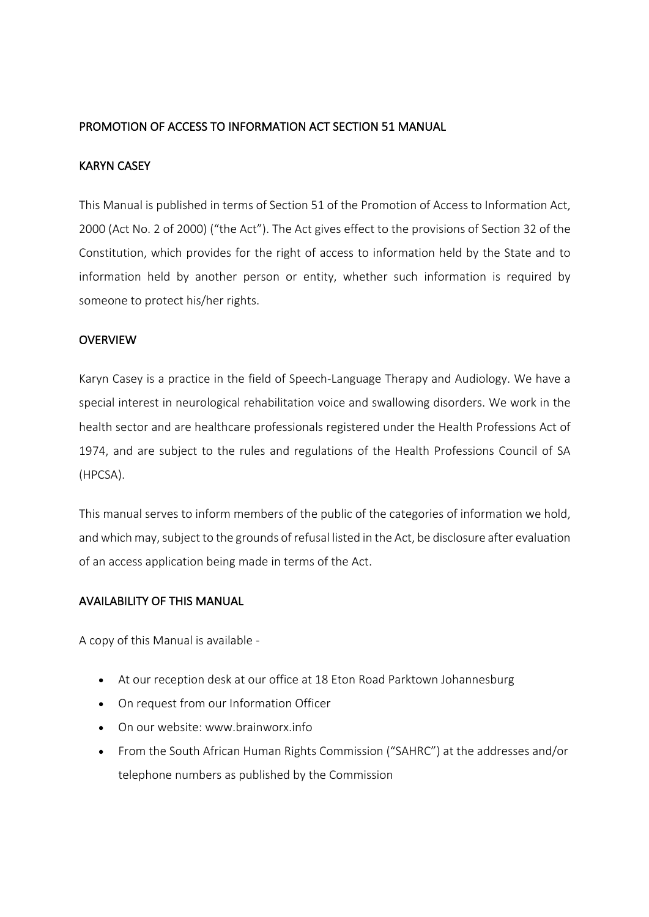## PROMOTION OF ACCESS TO INFORMATION ACT SECTION 51 MANUAL

## KARYN CASEY

This Manual is published in terms of Section 51 of the Promotion of Access to Information Act, 2000 (Act No. 2 of 2000) ("the Act"). The Act gives effect to the provisions of Section 32 of the Constitution, which provides for the right of access to information held by the State and to information held by another person or entity, whether such information is required by someone to protect his/her rights.

## OVERVIEW

Karyn Casey is a practice in the field of Speech-Language Therapy and Audiology. We have a special interest in neurological rehabilitation voice and swallowing disorders. We work in the health sector and are healthcare professionals registered under the Health Professions Act of 1974, and are subject to the rules and regulations of the Health Professions Council of SA (HPCSA).

This manual serves to inform members of the public of the categories of information we hold, and which may, subject to the grounds of refusal listed in the Act, be disclosure after evaluation of an access application being made in terms of the Act.

## AVAILABILITY OF THIS MANUAL

A copy of this Manual is available -

- At our reception desk at our office at 18 Eton Road Parktown Johannesburg
- On request from our Information Officer
- On our website: www.brainworx.info
- From the South African Human Rights Commission ("SAHRC") at the addresses and/or telephone numbers as published by the Commission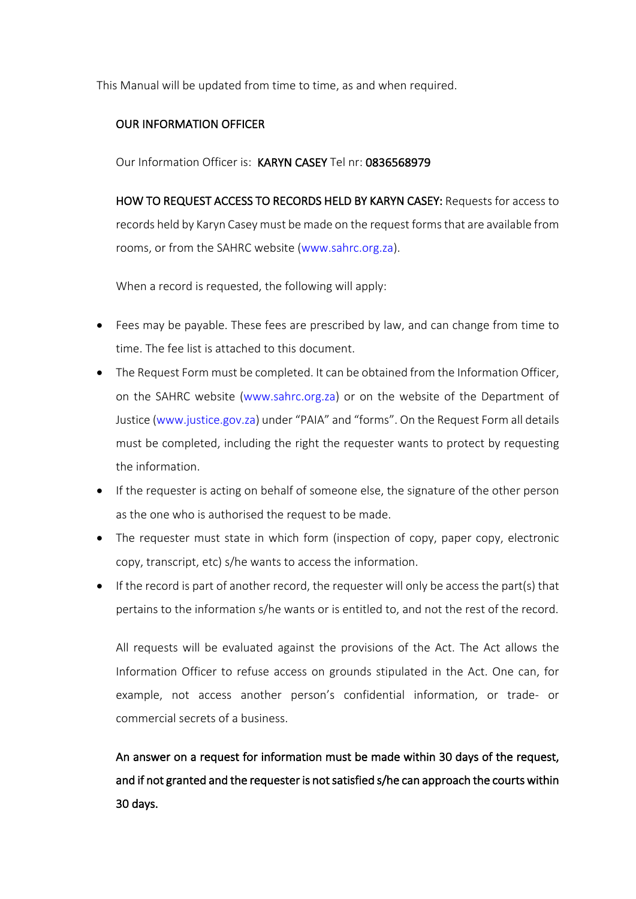This Manual will be updated from time to time, as and when required.

## OUR INFORMATION OFFICER

Our Information Officer is: **KARYN CASEY** Tel nr: **0836568979**

**HOW TO REQUEST ACCESS TO RECORDS HELD BY KARYN CASEY:** Requests for access to records held by Karyn Casey must be made on the request forms that are available from rooms, or from the SAHRC website (www.sahrc.org.za).

When a record is requested, the following will apply:

- Fees may be payable. These fees are prescribed by law, and can change from time to time. The fee list is attached to this document.
- The Request Form must be completed. It can be obtained from the Information Officer, on the SAHRC website (www.sahrc.org.za) or on the website of the Department of Justice (www.justice.gov.za) under "PAIA" and "forms". On the Request Form all details must be completed, including the right the requester wants to protect by requesting the information.
- If the requester is acting on behalf of someone else, the signature of the other person as the one who is authorised the request to be made.
- The requester must state in which form (inspection of copy, paper copy, electronic copy, transcript, etc) s/he wants to access the information.
- If the record is part of another record, the requester will only be access the part(s) that pertains to the information s/he wants or is entitled to, and not the rest of the record.

All requests will be evaluated against the provisions of the Act. The Act allows the Information Officer to refuse access on grounds stipulated in the Act. One can, for example, not access another person's confidential information, or trade- or commercial secrets of a business.

**An answer on a request for information must be made within 30 days of the request, and if not granted and the requester is not satisfied s/he can approach the courts within 30 days.**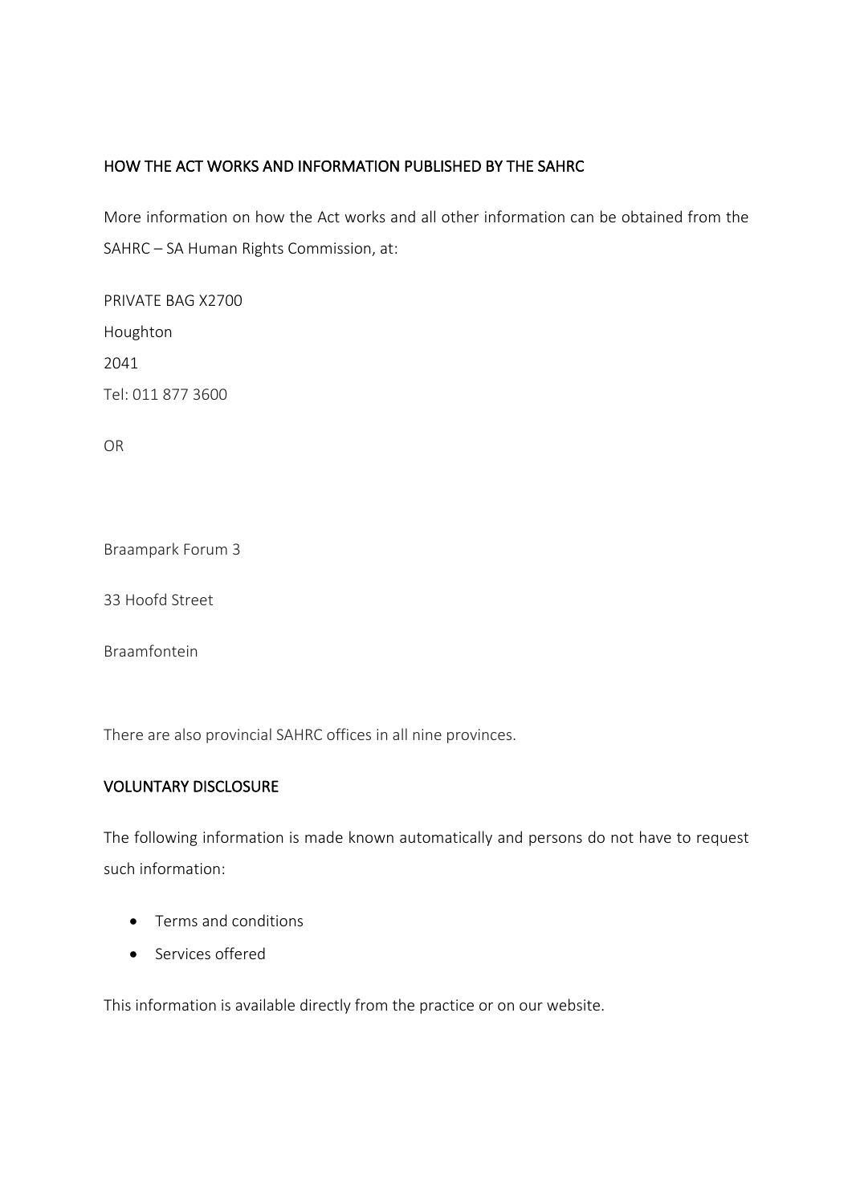## HOW THE ACT WORKS AND INFORMATION PUBLISHED BY THE SAHRC

More information on how the Act works and all other information can be obtained from the SAHRC – SA Human Rights Commission, at:

PRIVATE BAG X2700

Houghton

2041

Tel: 011 877 3600

OR

Braampark Forum 3

33 Hoofd Street

Braamfontein

There are also provincial SAHRC offices in all nine provinces.

## VOLUNTARY DISCLOSURE

The following information is made known automatically and persons do not have to request such information:

- Terms and conditions
- Services offered

This information is available directly from the practice or on our website.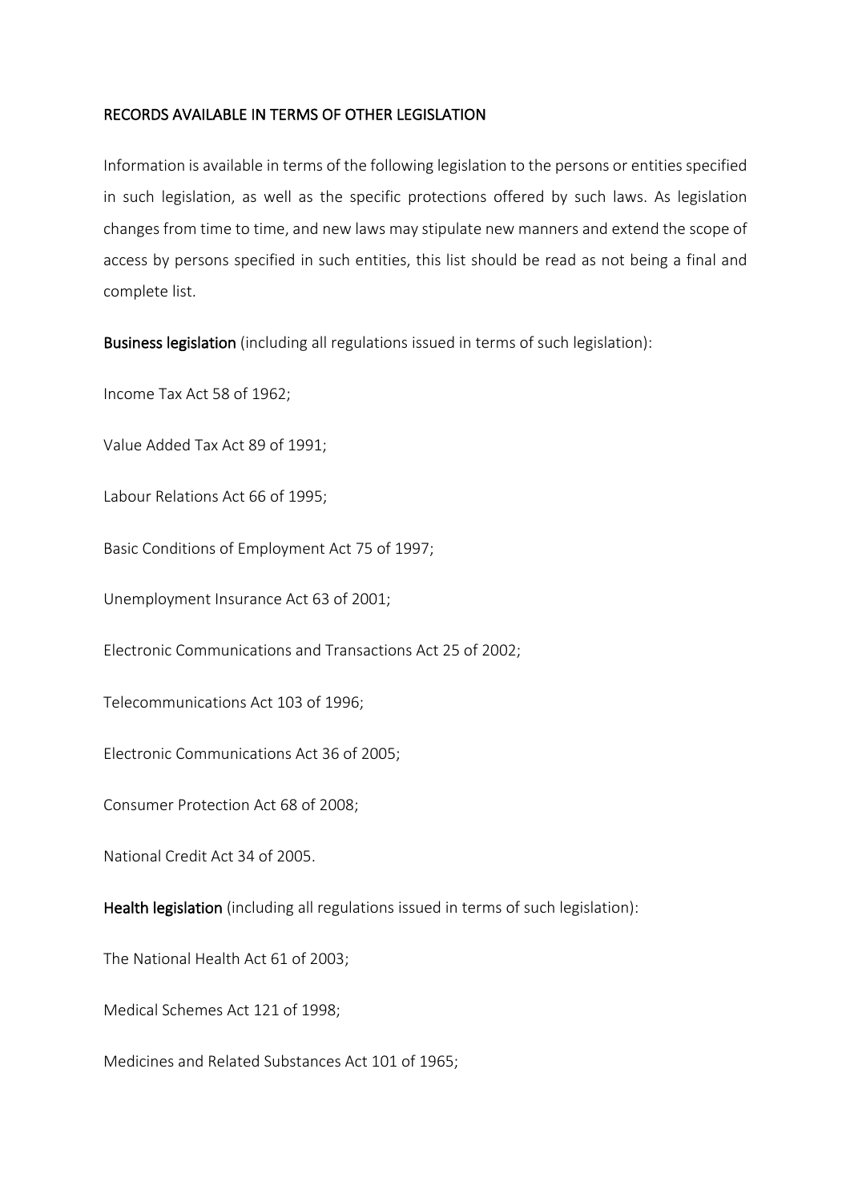RECORDS AVAILABLE IN TERMS OF OTHER LEGISLATION

Information is available in terms of the following legislation to the persons or entities specified in such legislation, as well as the specific protections offered by such laws. As legislation changes from time to time, and new laws may stipulate new manners and extend the scope of access by persons specified in such entities, this list should be read as not being a final and complete list.

**Business legislation** (including all regulations issued in terms of such legislation):

Income Tax Act 58 of 1962;

Value Added Tax Act 89 of 1991;

Labour Relations Act 66 of 1995;

Basic Conditions of Employment Act 75 of 1997;

Unemployment Insurance Act 63 of 2001;

Electronic Communications and Transactions Act 25 of 2002;

Telecommunications Act 103 of 1996;

Electronic Communications Act 36 of 2005;

Consumer Protection Act 68 of 2008;

National Credit Act 34 of 2005.

**Health legislation** (including all regulations issued in terms of such legislation):

The National Health Act 61 of 2003;

Medical Schemes Act 121 of 1998;

Medicines and Related Substances Act 101 of 1965;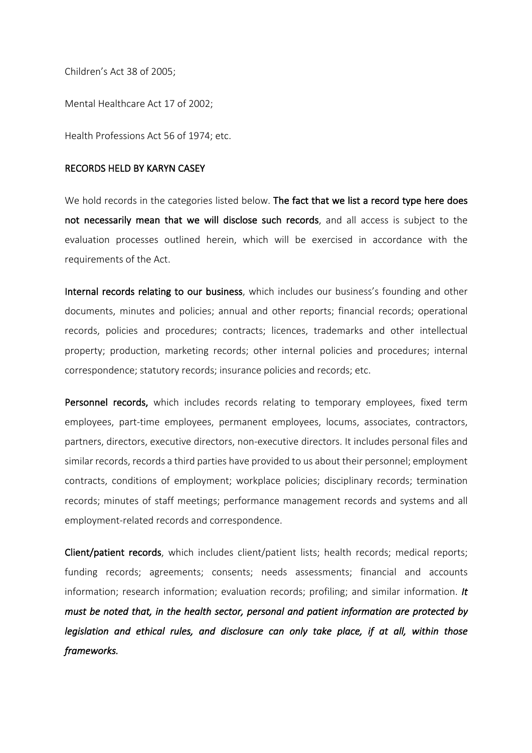Children's Act 38 of 2005;

Mental Healthcare Act 17 of 2002;

Health Professions Act 56 of 1974; etc.

## RECORDS HELD BY KARYN CASEY

We hold records in the categories listed below. **The fact that we list a record type here does not necessarily mean that we will disclose such records**, and all access is subject to the evaluation processes outlined herein, which will be exercised in accordance with the requirements of the Act.

**Internal records relating to our business**, which includes our business's founding and other documents, minutes and policies; annual and other reports; financial records; operational records, policies and procedures; contracts; licences, trademarks and other intellectual property; production, marketing records; other internal policies and procedures; internal correspondence; statutory records; insurance policies and records; etc.

**Personnel records,** which includes records relating to temporary employees, fixed term employees, part-time employees, permanent employees, locums, associates, contractors, partners, directors, executive directors, non-executive directors. It includes personal files and similar records, records a third parties have provided to us about their personnel; employment contracts, conditions of employment; workplace policies; disciplinary records; termination records; minutes of staff meetings; performance management records and systems and all employment-related records and correspondence.

**Client/patient records**, which includes client/patient lists; health records; medical reports; funding records; agreements; consents; needs assessments; financial and accounts information; research information; evaluation records; profiling; and similar information. ***It must be noted that, in the health sector, personal and patient information are protected by legislation and ethical rules, and disclosure can only take place, if at all, within those frameworks.***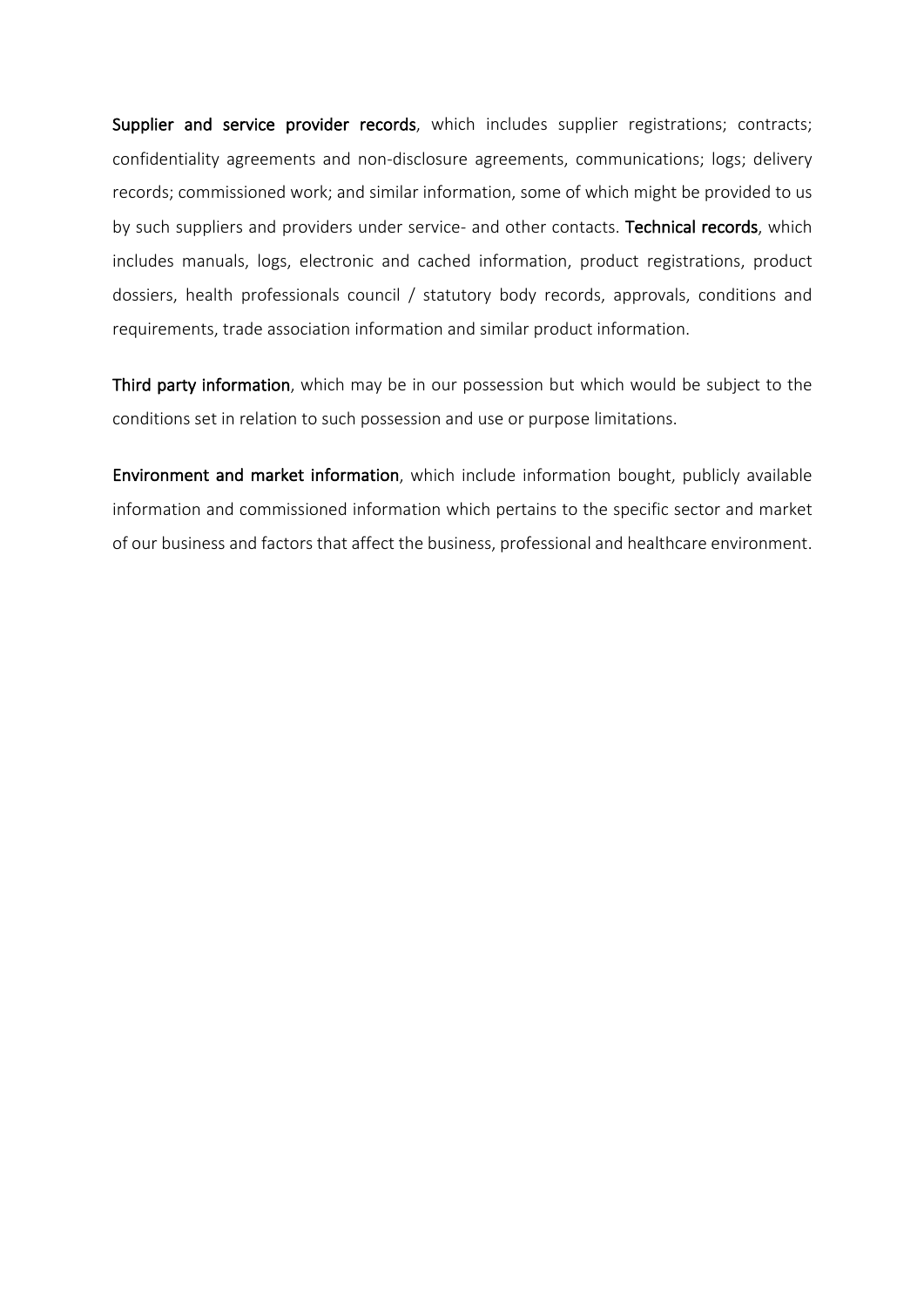**Supplier and service provider records**, which includes supplier registrations; contracts; confidentiality agreements and non-disclosure agreements, communications; logs; delivery records; commissioned work; and similar information, some of which might be provided to us by such suppliers and providers under service- and other contacts. **Technical records**, which includes manuals, logs, electronic and cached information, product registrations, product dossiers, health professionals council / statutory body records, approvals, conditions and requirements, trade association information and similar product information.

**Third party information**, which may be in our possession but which would be subject to the conditions set in relation to such possession and use or purpose limitations.

**Environment and market information**, which include information bought, publicly available information and commissioned information which pertains to the specific sector and market of our business and factors that affect the business, professional and healthcare environment.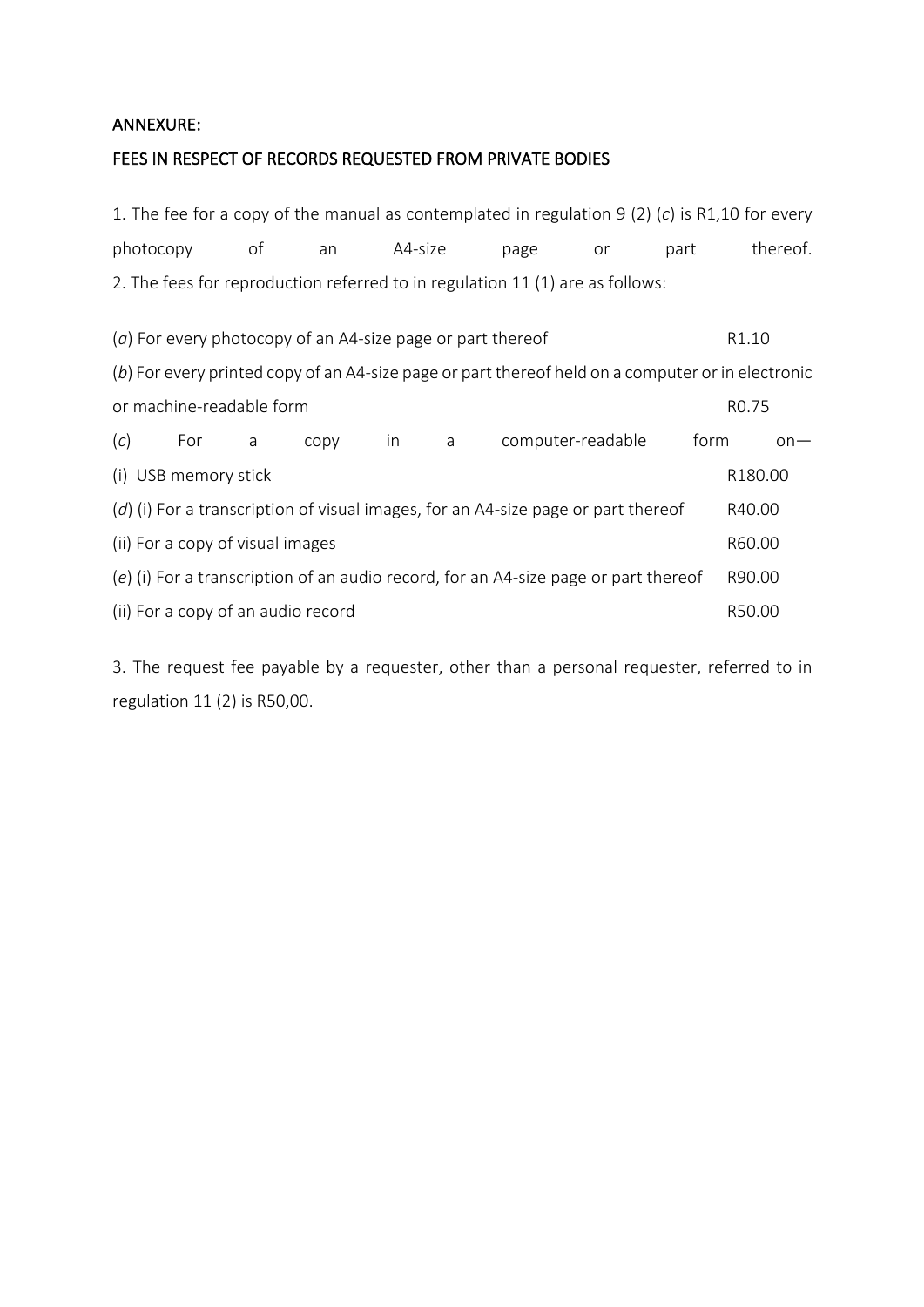ANNEXURE:

FEES IN RESPECT OF RECORDS REQUESTED FROM PRIVATE BODIES

1. The fee for a copy of the manual as contemplated in regulation 9 (2) (*c*) is R1,10 for every photocopy of an A4-size page or part thereof.

2. The fees for reproduction referred to in regulation 11 (1) are as follows:

| | |
|---|---|
| (*a*) For every photocopy of an A4-size page or part thereof | R1.10 |
| (*b*) For every printed copy of an A4-size page or part thereof held on a computer or in electronic or machine-readable form | R0.75 |
| (*c*) For a copy in a computer-readable form on— | |
| (i) USB memory stick | R180.00 |
| (*d*) (i) For a transcription of visual images, for an A4-size page or part thereof | R40.00 |
| (ii) For a copy of visual images | R60.00 |
| (*e*) (i) For a transcription of an audio record, for an A4-size page or part thereof | R90.00 |
| (ii) For a copy of an audio record | R50.00 |

3. The request fee payable by a requester, other than a personal requester, referred to in regulation 11 (2) is R50,00.